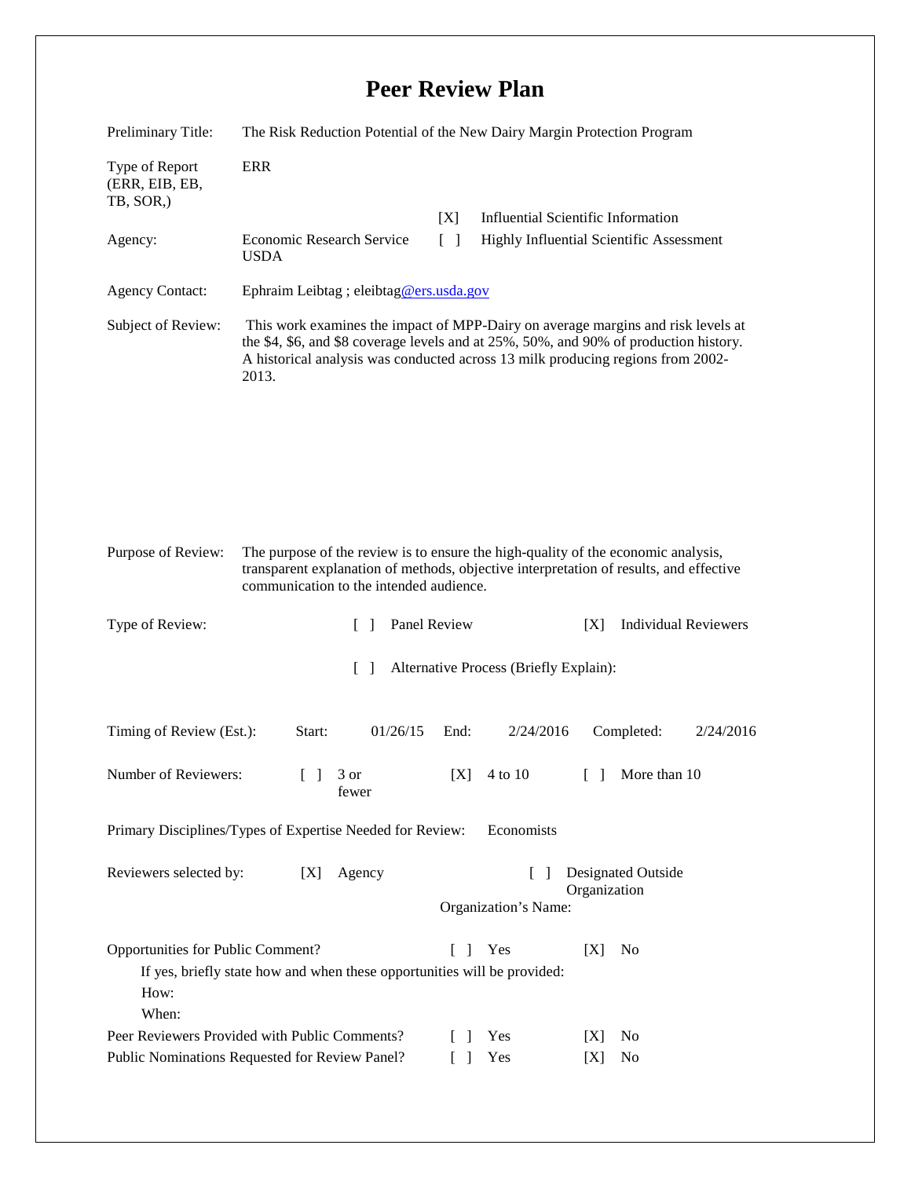# Peer Review Plan

Preliminary Title: The Risk Reduction Potential of the New Dairy Margin Protection Program

Type of Report (ERR, EIB, EB, TB, SOR,): ERR

[X] Influential Scientific Information

[ ] Highly Influential Scientific Assessment

Agency: Economic Research Service USDA

Agency Contact: Ephraim Leibtag ; eleibtag@ers.usda.gov

Subject of Review: This work examines the impact of MPP-Dairy on average margins and risk levels at the $4, $6, and $8 coverage levels and at 25%, 50%, and 90% of production history. A historical analysis was conducted across 13 milk producing regions from 2002-2013.

Purpose of Review: The purpose of the review is to ensure the high-quality of the economic analysis, transparent explanation of methods, objective interpretation of results, and effective communication to the intended audience.

Type of Review: [ ] Panel Review [X] Individual Reviewers

[ ] Alternative Process (Briefly Explain):

Timing of Review (Est.): Start: 01/26/15 End: 2/24/2016 Completed: 2/24/2016

Number of Reviewers: [ ] 3 or fewer [X] 4 to 10 [ ] More than 10

Primary Disciplines/Types of Expertise Needed for Review: Economists

Reviewers selected by: [X] Agency [ ] Designated Outside Organization

Organization's Name:

Opportunities for Public Comment? [ ] Yes [X] No

If yes, briefly state how and when these opportunities will be provided:

How:

When:

Peer Reviewers Provided with Public Comments? [ ] Yes [X] No

Public Nominations Requested for Review Panel? [ ] Yes [X] No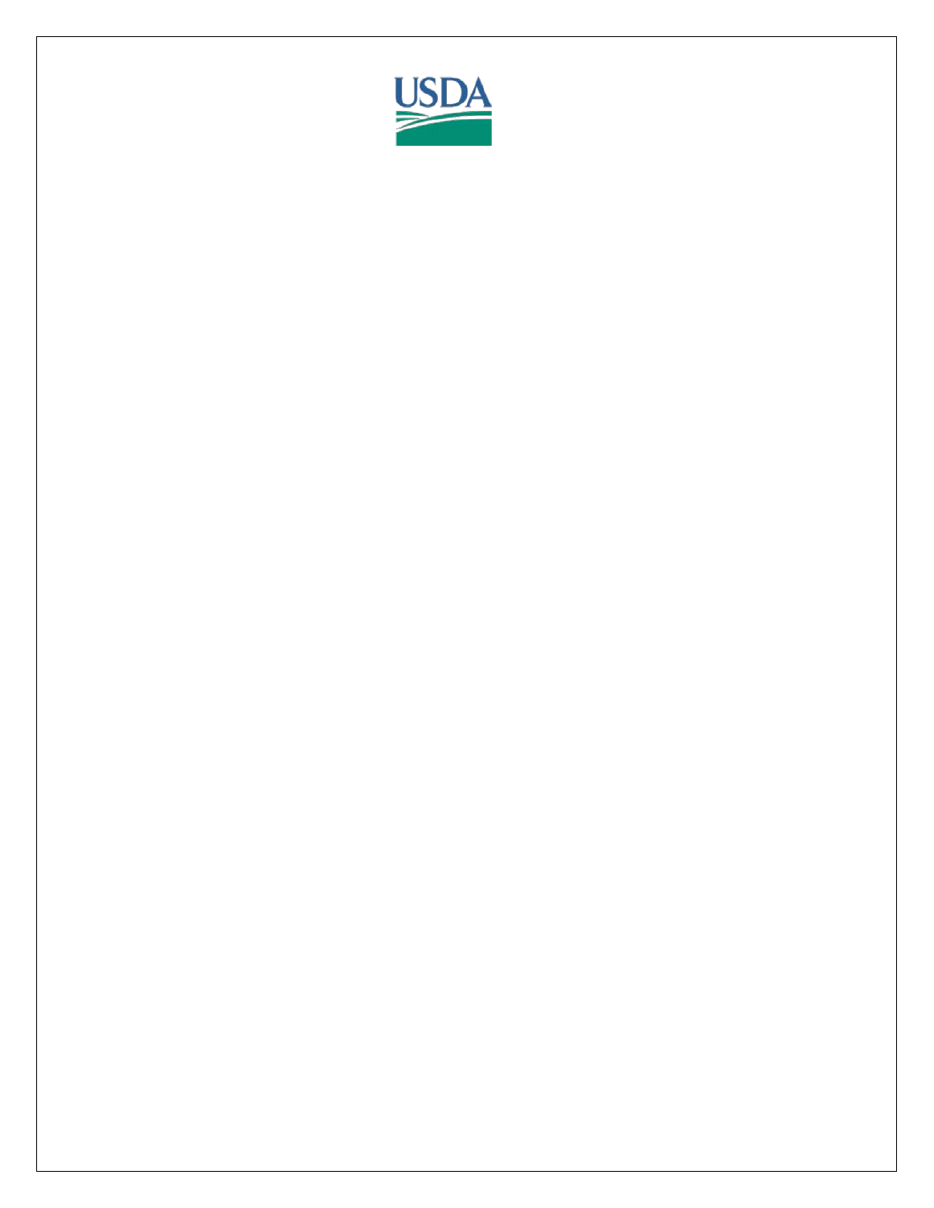USDA